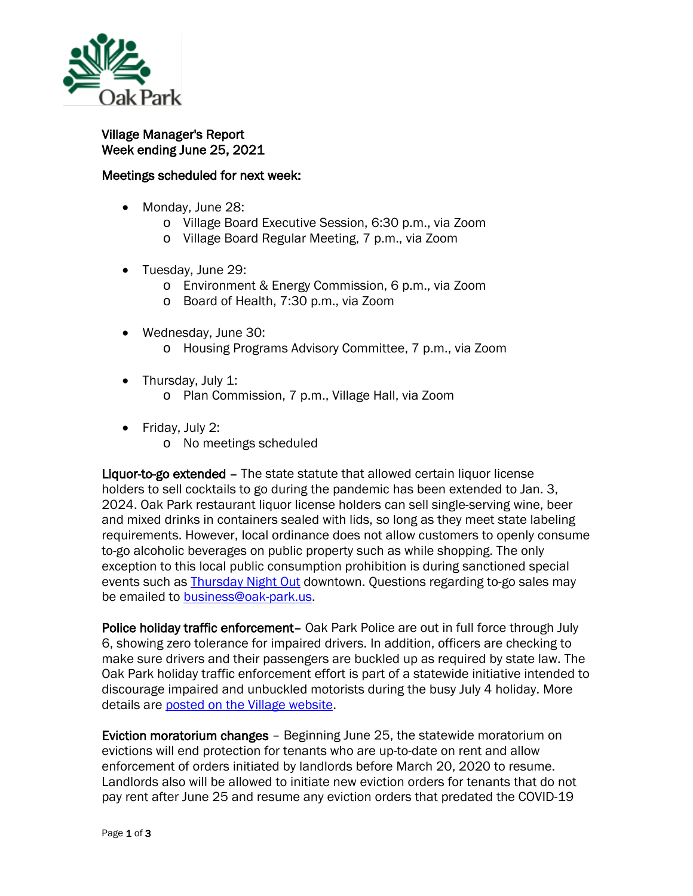Oak Park

**Village Manager's Report**
**Week ending June 25, 2021**

**Meetings scheduled for next week:**

- Monday, June 28:
  - Village Board Executive Session, 6:30 p.m., via Zoom
  - Village Board Regular Meeting, 7 p.m., via Zoom
- Tuesday, June 29:
  - Environment & Energy Commission, 6 p.m., via Zoom
  - Board of Health, 7:30 p.m., via Zoom
- Wednesday, June 30:
  - Housing Programs Advisory Committee, 7 p.m., via Zoom
- Thursday, July 1:
  - Plan Commission, 7 p.m., Village Hall, via Zoom
- Friday, July 2:
  - No meetings scheduled

**Liquor-to-go extended** – The state statute that allowed certain liquor license holders to sell cocktails to go during the pandemic has been extended to Jan. 3, 2024. Oak Park restaurant liquor license holders can sell single-serving wine, beer and mixed drinks in containers sealed with lids, so long as they meet state labeling requirements. However, local ordinance does not allow customers to openly consume to-go alcoholic beverages on public property such as while shopping. The only exception to this local public consumption prohibition is during sanctioned special events such as Thursday Night Out downtown. Questions regarding to-go sales may be emailed to business@oak-park.us.

**Police holiday traffic enforcement**– Oak Park Police are out in full force through July 6, showing zero tolerance for impaired drivers. In addition, officers are checking to make sure drivers and their passengers are buckled up as required by state law. The Oak Park holiday traffic enforcement effort is part of a statewide initiative intended to discourage impaired and unbuckled motorists during the busy July 4 holiday. More details are posted on the Village website.

**Eviction moratorium changes** – Beginning June 25, the statewide moratorium on evictions will end protection for tenants who are up-to-date on rent and allow enforcement of orders initiated by landlords before March 20, 2020 to resume. Landlords also will be allowed to initiate new eviction orders for tenants that do not pay rent after June 25 and resume any eviction orders that predated the COVID-19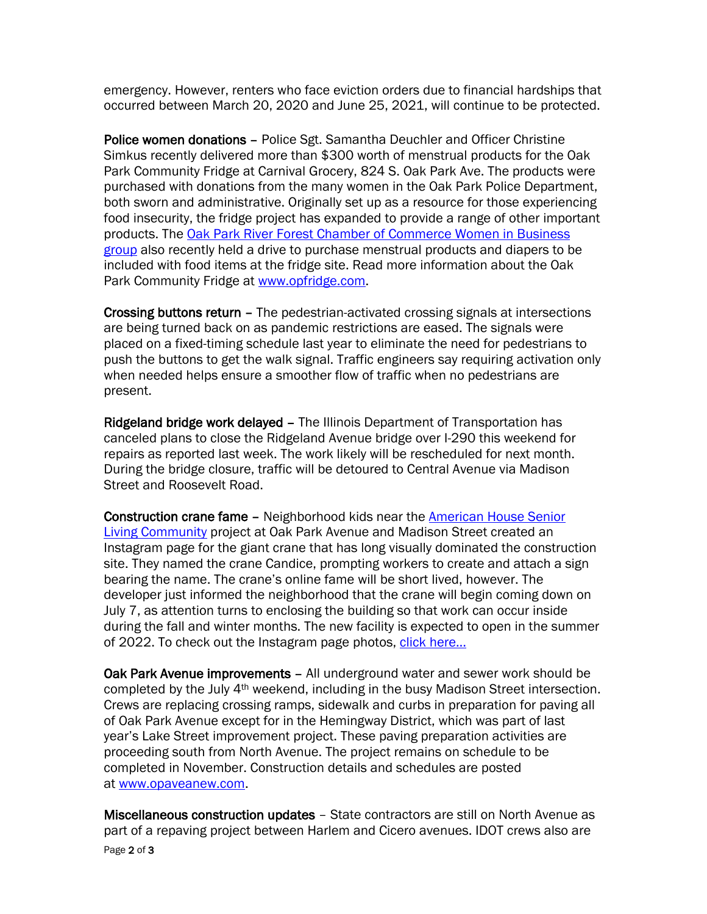emergency. However, renters who face eviction orders due to financial hardships that occurred between March 20, 2020 and June 25, 2021, will continue to be protected.

**Police women donations** – Police Sgt. Samantha Deuchler and Officer Christine Simkus recently delivered more than $300 worth of menstrual products for the Oak Park Community Fridge at Carnival Grocery, 824 S. Oak Park Ave. The products were purchased with donations from the many women in the Oak Park Police Department, both sworn and administrative. Originally set up as a resource for those experiencing food insecurity, the fridge project has expanded to provide a range of other important products. The Oak Park River Forest Chamber of Commerce Women in Business group also recently held a drive to purchase menstrual products and diapers to be included with food items at the fridge site. Read more information about the Oak Park Community Fridge at www.opfridge.com.

**Crossing buttons return** – The pedestrian-activated crossing signals at intersections are being turned back on as pandemic restrictions are eased. The signals were placed on a fixed-timing schedule last year to eliminate the need for pedestrians to push the buttons to get the walk signal. Traffic engineers say requiring activation only when needed helps ensure a smoother flow of traffic when no pedestrians are present.

**Ridgeland bridge work delayed** – The Illinois Department of Transportation has canceled plans to close the Ridgeland Avenue bridge over I-290 this weekend for repairs as reported last week. The work likely will be rescheduled for next month. During the bridge closure, traffic will be detoured to Central Avenue via Madison Street and Roosevelt Road.

**Construction crane fame** – Neighborhood kids near the American House Senior Living Community project at Oak Park Avenue and Madison Street created an Instagram page for the giant crane that has long visually dominated the construction site. They named the crane Candice, prompting workers to create and attach a sign bearing the name. The crane's online fame will be short lived, however. The developer just informed the neighborhood that the crane will begin coming down on July 7, as attention turns to enclosing the building so that work can occur inside during the fall and winter months. The new facility is expected to open in the summer of 2022. To check out the Instagram page photos, click here…

**Oak Park Avenue improvements** – All underground water and sewer work should be completed by the July 4th weekend, including in the busy Madison Street intersection. Crews are replacing crossing ramps, sidewalk and curbs in preparation for paving all of Oak Park Avenue except for in the Hemingway District, which was part of last year's Lake Street improvement project. These paving preparation activities are proceeding south from North Avenue. The project remains on schedule to be completed in November. Construction details and schedules are posted at www.opaveanew.com.

**Miscellaneous construction updates** – State contractors are still on North Avenue as part of a repaving project between Harlem and Cicero avenues. IDOT crews also are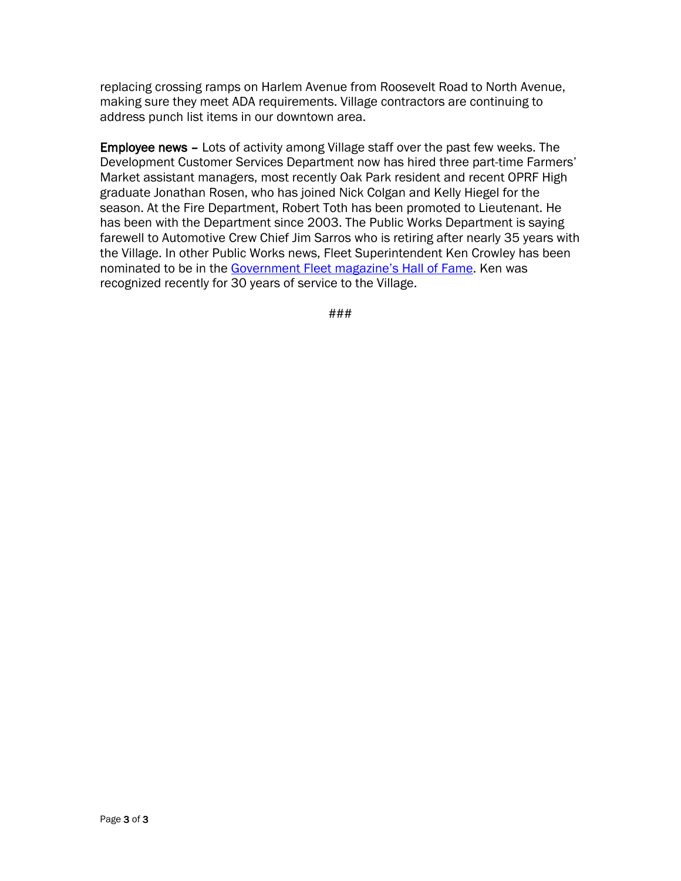replacing crossing ramps on Harlem Avenue from Roosevelt Road to North Avenue, making sure they meet ADA requirements. Village contractors are continuing to address punch list items in our downtown area.

**Employee news –** Lots of activity among Village staff over the past few weeks. The Development Customer Services Department now has hired three part-time Farmers' Market assistant managers, most recently Oak Park resident and recent OPRF High graduate Jonathan Rosen, who has joined Nick Colgan and Kelly Hiegel for the season. At the Fire Department, Robert Toth has been promoted to Lieutenant. He has been with the Department since 2003. The Public Works Department is saying farewell to Automotive Crew Chief Jim Sarros who is retiring after nearly 35 years with the Village. In other Public Works news, Fleet Superintendent Ken Crowley has been nominated to be in the Government Fleet magazine's Hall of Fame. Ken was recognized recently for 30 years of service to the Village.

###